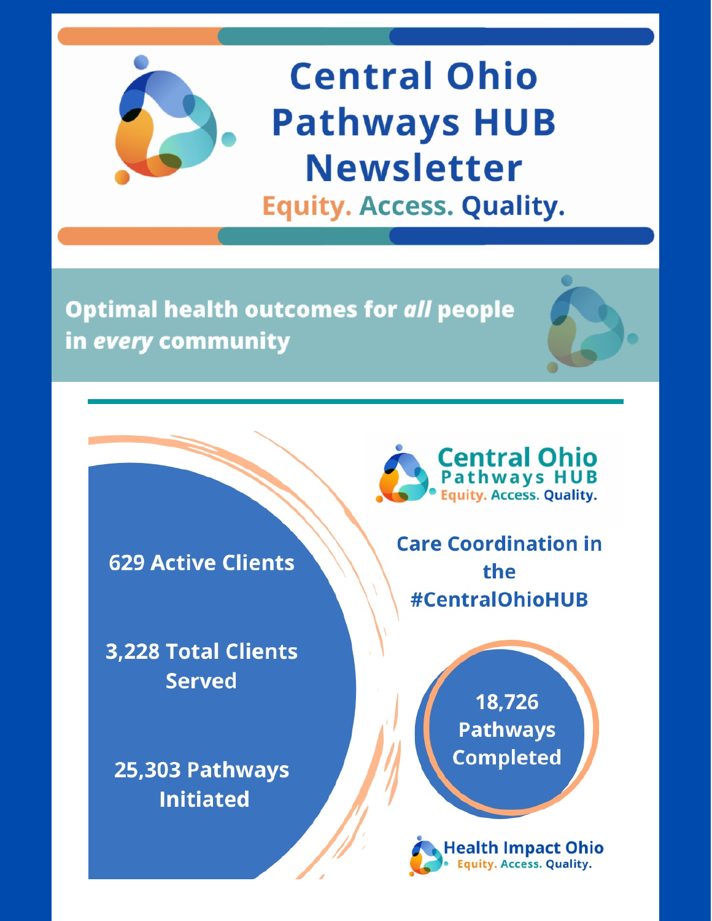# Central Ohio Pathways HUB Newsletter

Equity. Access. Quality.

**Optimal health outcomes for *all* people in *every* community**

---

Central Ohio Pathways HUB
Equity. Access. Quality.

**Care Coordination in the #CentralOhioHUB**

**629 Active Clients**

**3,228 Total Clients Served**

**25,303 Pathways Initiated**

**18,726 Pathways Completed**

Health Impact Ohio
Equity. Access. Quality.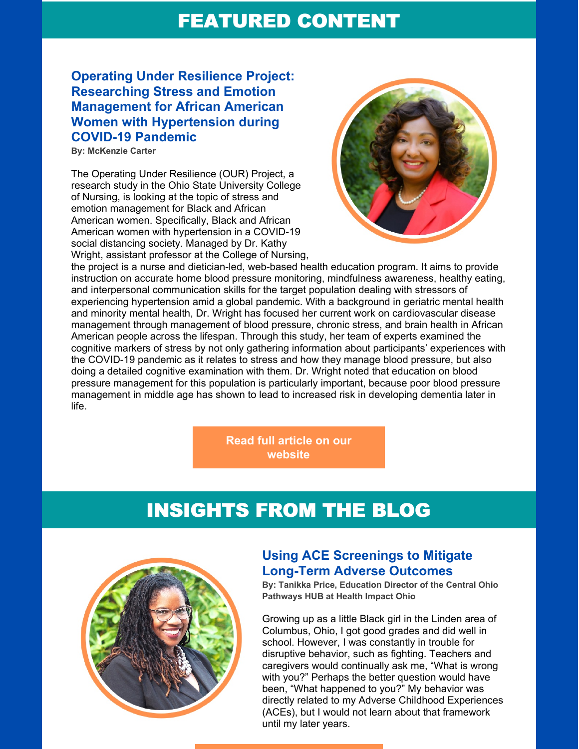# FEATURED CONTENT

### Operating Under Resilience Project: Researching Stress and Emotion Management for African American Women with Hypertension during COVID-19 Pandemic

**By: McKenzie Carter**

The Operating Under Resilience (OUR) Project, a research study in the Ohio State University College of Nursing, is looking at the topic of stress and emotion management for Black and African American women. Specifically, Black and African American women with hypertension in a COVID-19 social distancing society. Managed by Dr. Kathy Wright, assistant professor at the College of Nursing, the project is a nurse and dietician-led, web-based health education program. It aims to provide instruction on accurate home blood pressure monitoring, mindfulness awareness, healthy eating, and interpersonal communication skills for the target population dealing with stressors of experiencing hypertension amid a global pandemic. With a background in geriatric mental health and minority mental health, Dr. Wright has focused her current work on cardiovascular disease management through management of blood pressure, chronic stress, and brain health in African American people across the lifespan. Through this study, her team of experts examined the cognitive markers of stress by not only gathering information about participants' experiences with the COVID-19 pandemic as it relates to stress and how they manage blood pressure, but also doing a detailed cognitive examination with them. Dr. Wright noted that education on blood pressure management for this population is particularly important, because poor blood pressure management in middle age has shown to lead to increased risk in developing dementia later in life.

**Read full article on our website**

# INSIGHTS FROM THE BLOG

### Using ACE Screenings to Mitigate Long-Term Adverse Outcomes

**By: Tanikka Price, Education Director of the Central Ohio Pathways HUB at Health Impact Ohio**

Growing up as a little Black girl in the Linden area of Columbus, Ohio, I got good grades and did well in school. However, I was constantly in trouble for disruptive behavior, such as fighting. Teachers and caregivers would continually ask me, "What is wrong with you?" Perhaps the better question would have been, "What happened to you?" My behavior was directly related to my Adverse Childhood Experiences (ACEs), but I would not learn about that framework until my later years.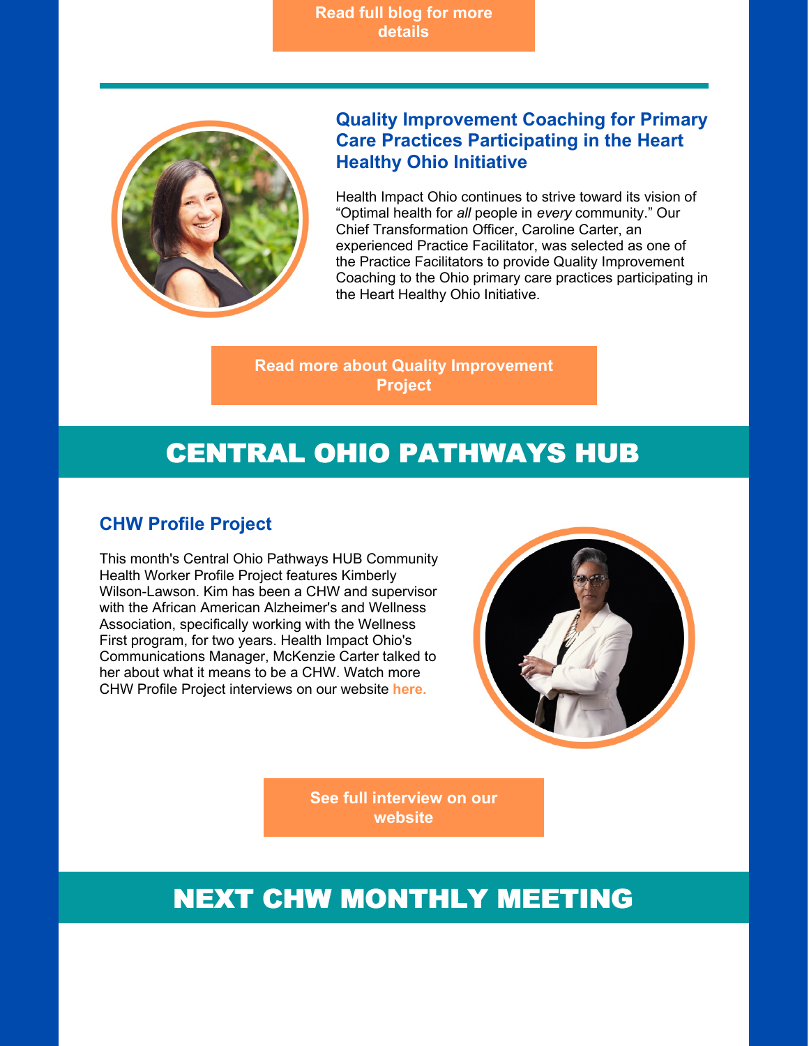Read full blog for more details

### Quality Improvement Coaching for Primary Care Practices Participating in the Heart Healthy Ohio Initiative

Health Impact Ohio continues to strive toward its vision of "Optimal health for *all* people in *every* community." Our Chief Transformation Officer, Caroline Carter, an experienced Practice Facilitator, was selected as one of the Practice Facilitators to provide Quality Improvement Coaching to the Ohio primary care practices participating in the Heart Healthy Ohio Initiative.

Read more about Quality Improvement Project

## CENTRAL OHIO PATHWAYS HUB

### CHW Profile Project

This month's Central Ohio Pathways HUB Community Health Worker Profile Project features Kimberly Wilson-Lawson. Kim has been a CHW and supervisor with the African American Alzheimer's and Wellness Association, specifically working with the Wellness First program, for two years. Health Impact Ohio's Communications Manager, McKenzie Carter talked to her about what it means to be a CHW. Watch more CHW Profile Project interviews on our website **here.**

See full interview on our website

## NEXT CHW MONTHLY MEETING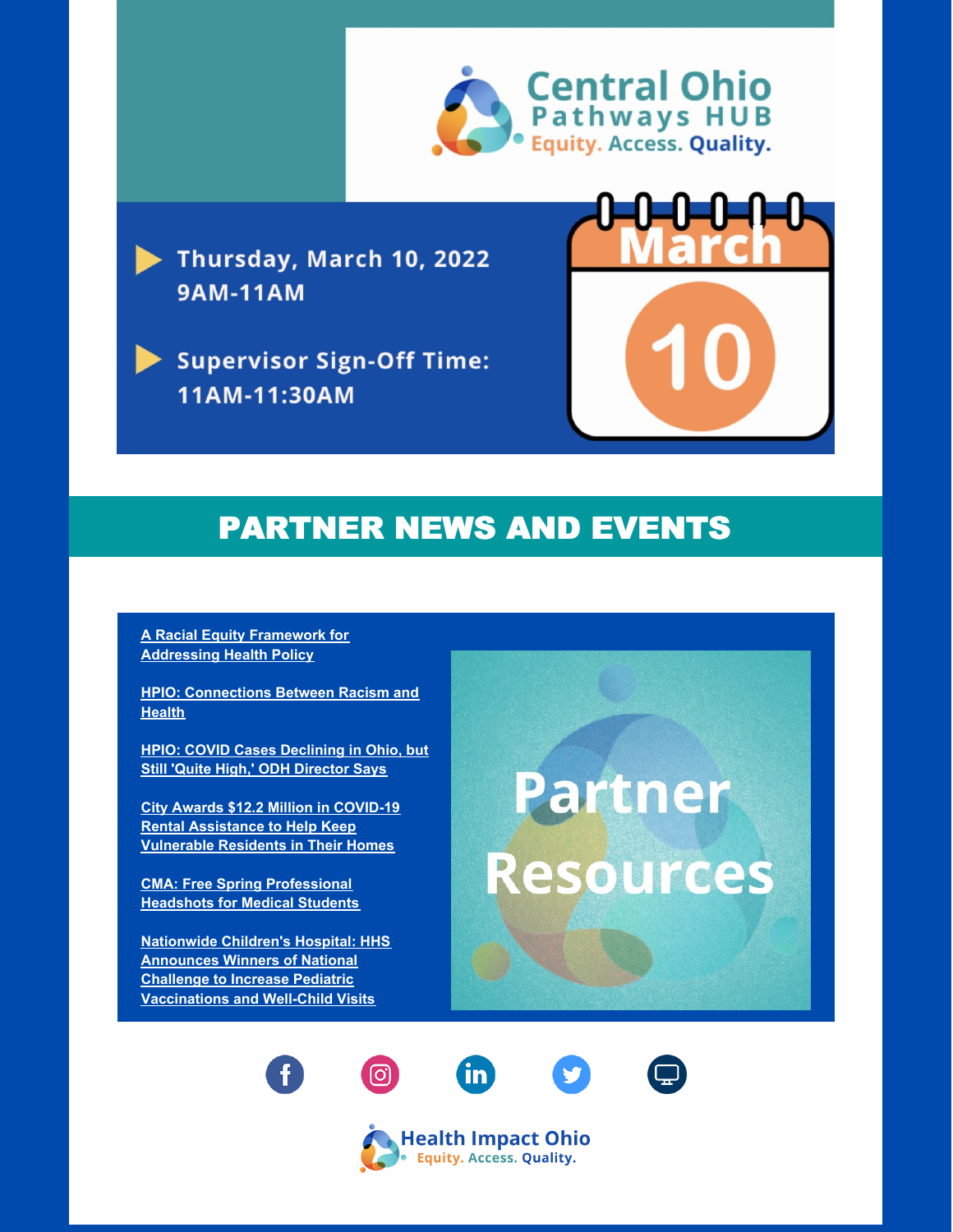Central Ohio Pathways HUB
Equity. Access. Quality.

- Thursday, March 10, 2022
  9AM-11AM
- Supervisor Sign-Off Time:
  11AM-11:30AM

March 10

## PARTNER NEWS AND EVENTS

A Racial Equity Framework for Addressing Health Policy

HPIO: Connections Between Racism and Health

HPIO: COVID Cases Declining in Ohio, but Still 'Quite High,' ODH Director Says

City Awards $12.2 Million in COVID-19 Rental Assistance to Help Keep Vulnerable Residents in Their Homes

CMA: Free Spring Professional Headshots for Medical Students

Nationwide Children's Hospital: HHS Announces Winners of National Challenge to Increase Pediatric Vaccinations and Well-Child Visits

Partner Resources

Health Impact Ohio
Equity. Access. Quality.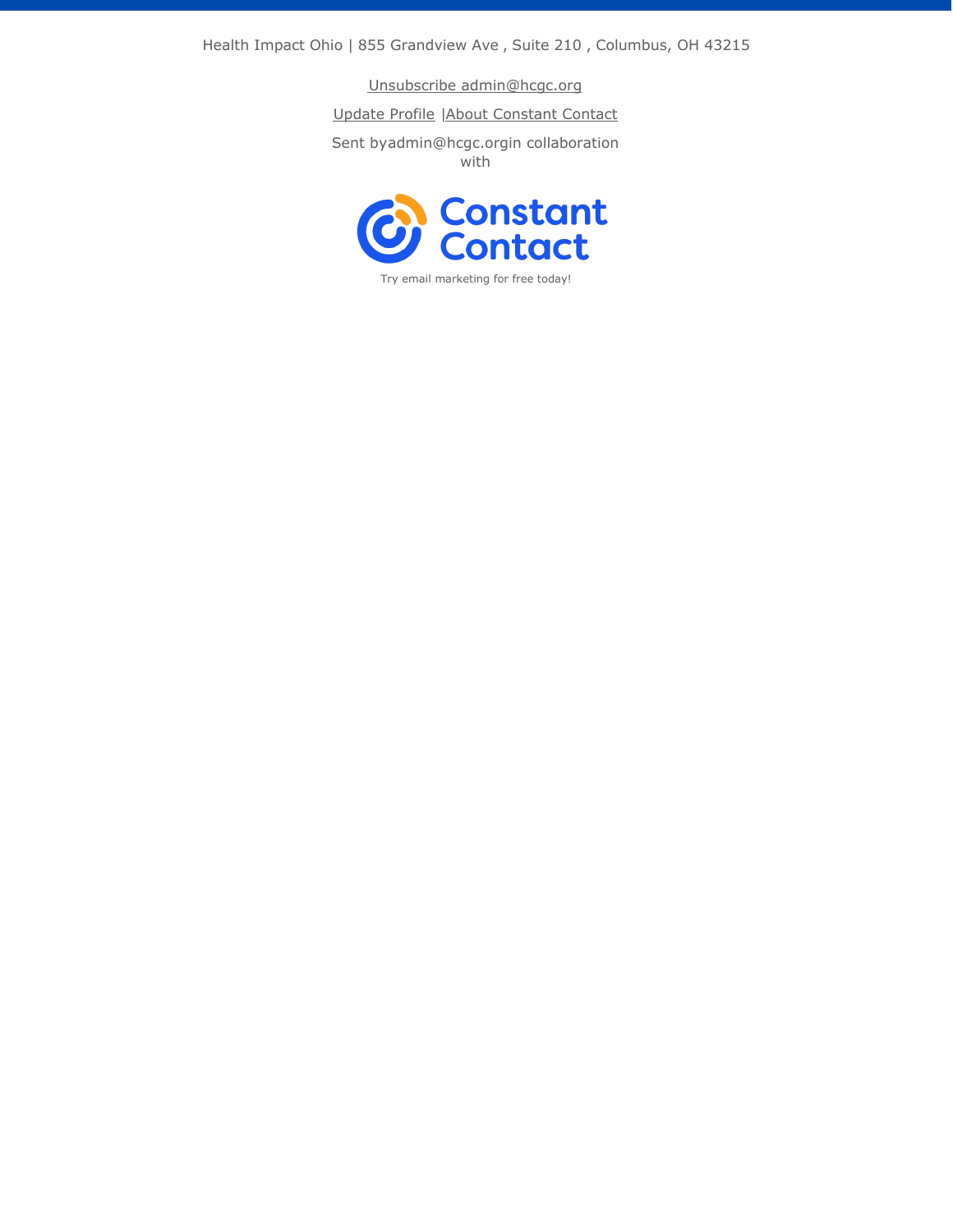Health Impact Ohio | 855 Grandview Ave , Suite 210 , Columbus, OH 43215

Unsubscribe admin@hcgc.org

Update Profile |About Constant Contact

Sent byadmin@hcgc.orgin collaboration with

Constant Contact

Try email marketing for free today!